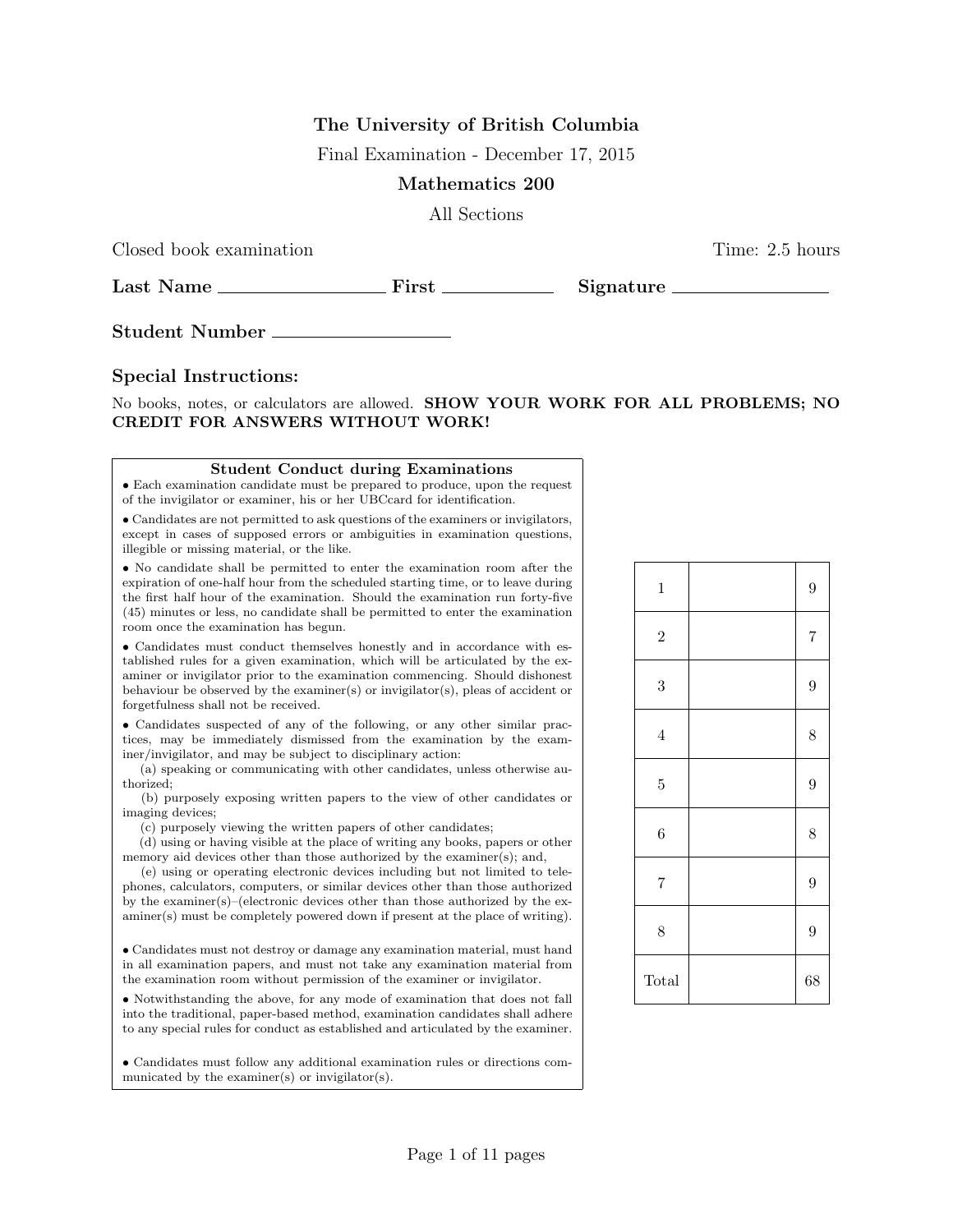# The University of British Columbia

Final Examination - December 17, 2015

## Mathematics 200

All Sections

Closed book examination Time: 2.5 hours

**Last Name** ________________ **First** ____________ **Signature** ________________

**Student Number** ________________

### Special Instructions:

No books, notes, or calculators are allowed. **SHOW YOUR WORK FOR ALL PROBLEMS; NO CREDIT FOR ANSWERS WITHOUT WORK!**

**Student Conduct during Examinations**

- Each examination candidate must be prepared to produce, upon the request of the invigilator or examiner, his or her UBCcard for identification.
- Candidates are not permitted to ask questions of the examiners or invigilators, except in cases of supposed errors or ambiguities in examination questions, illegible or missing material, or the like.
- No candidate shall be permitted to enter the examination room after the expiration of one-half hour from the scheduled starting time, or to leave during the first half hour of the examination. Should the examination run forty-five (45) minutes or less, no candidate shall be permitted to enter the examination room once the examination has begun.
- Candidates must conduct themselves honestly and in accordance with established rules for a given examination, which will be articulated by the examiner or invigilator prior to the examination commencing. Should dishonest behaviour be observed by the examiner(s) or invigilator(s), pleas of accident or forgetfulness shall not be received.
- Candidates suspected of any of the following, or any other similar practices, may be immediately dismissed from the examination by the examiner/invigilator, and may be subject to disciplinary action:
  (a) speaking or communicating with other candidates, unless otherwise authorized;
  (b) purposely exposing written papers to the view of other candidates or imaging devices;
  (c) purposely viewing the written papers of other candidates;
  (d) using or having visible at the place of writing any books, papers or other memory aid devices other than those authorized by the examiner(s); and,
  (e) using or operating electronic devices including but not limited to telephones, calculators, computers, or similar devices other than those authorized by the examiner(s)–(electronic devices other than those authorized by the examiner(s) must be completely powered down if present at the place of writing).
- Candidates must not destroy or damage any examination material, must hand in all examination papers, and must not take any examination material from the examination room without permission of the examiner or invigilator.
- Notwithstanding the above, for any mode of examination that does not fall into the traditional, paper-based method, examination candidates shall adhere to any special rules for conduct as established and articulated by the examiner.
- Candidates must follow any additional examination rules or directions communicated by the examiner(s) or invigilator(s).

| Question | Score | Max |
|---|---|---|
| 1 | | 9 |
| 2 | | 7 |
| 3 | | 9 |
| 4 | | 8 |
| 5 | | 9 |
| 6 | | 8 |
| 7 | | 9 |
| 8 | | 9 |
| Total | | 68 |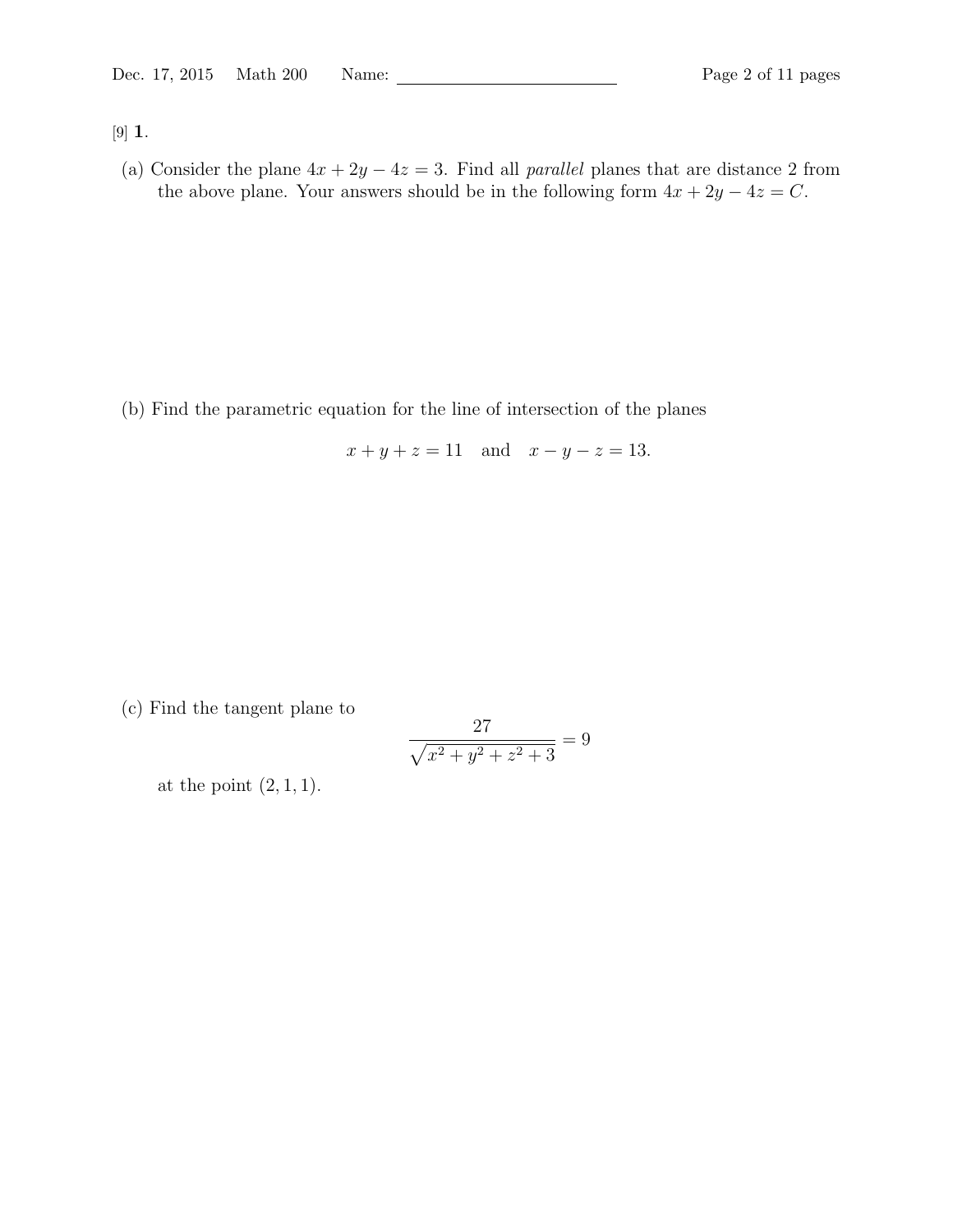[9] **1.**

(a) Consider the plane $4x + 2y - 4z = 3$. Find all *parallel* planes that are distance 2 from the above plane. Your answers should be in the following form $4x + 2y - 4z = C$.

(b) Find the parametric equation for the line of intersection of the planes

$$x + y + z = 11 \quad \text{and} \quad x - y - z = 13.$$

(c) Find the tangent plane to

$$\frac{27}{\sqrt{x^2 + y^2 + z^2 + 3}} = 9$$

at the point $(2, 1, 1)$.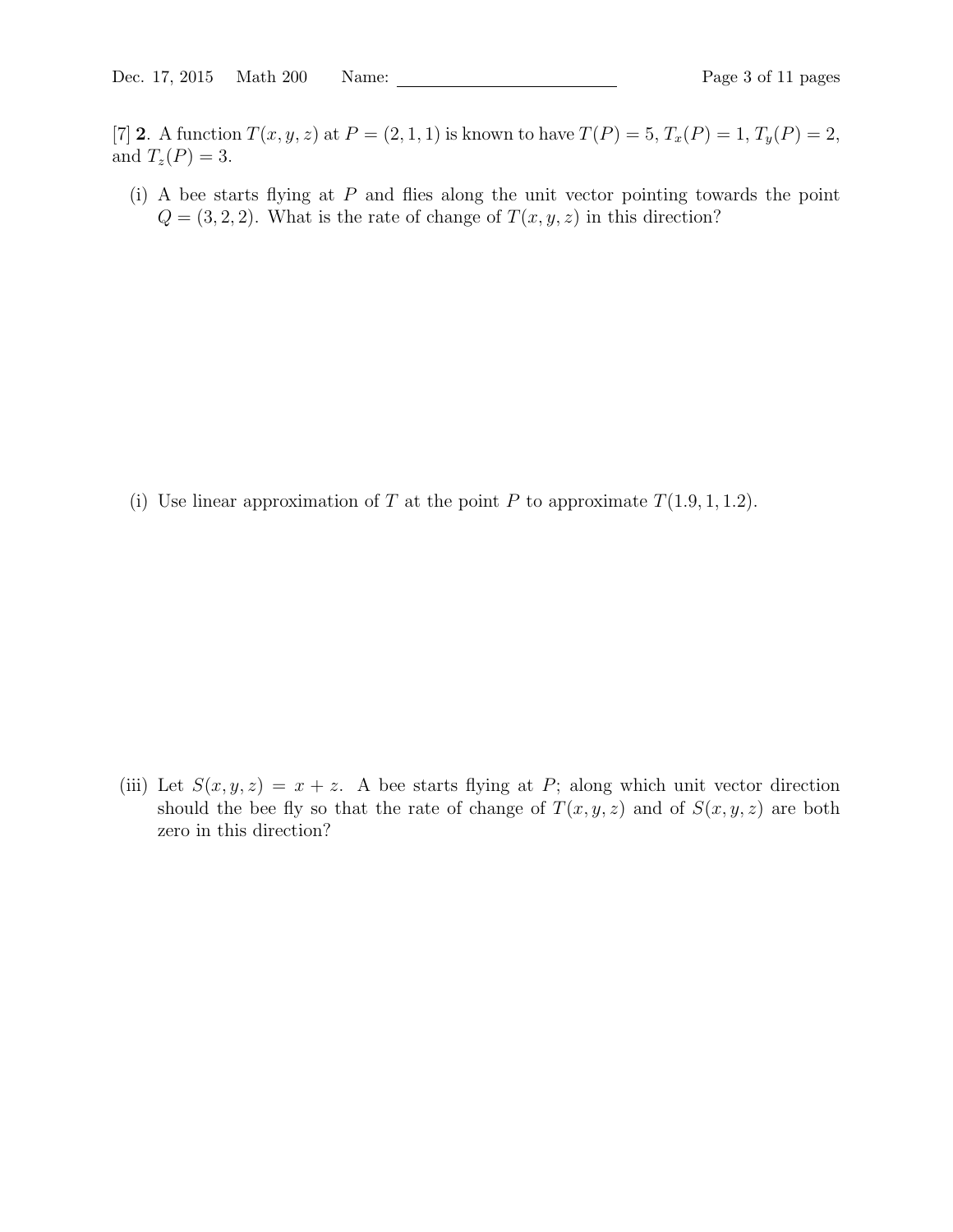[7] **2**. A function $T(x, y, z)$ at $P = (2, 1, 1)$ is known to have $T(P) = 5$, $T_x(P) = 1$, $T_y(P) = 2$, and $T_z(P) = 3$.

(i) A bee starts flying at $P$ and flies along the unit vector pointing towards the point $Q = (3, 2, 2)$. What is the rate of change of $T(x, y, z)$ in this direction?

(i) Use linear approximation of $T$ at the point $P$ to approximate $T(1.9, 1, 1.2)$.

(iii) Let $S(x, y, z) = x + z$. A bee starts flying at $P$; along which unit vector direction should the bee fly so that the rate of change of $T(x, y, z)$ and of $S(x, y, z)$ are both zero in this direction?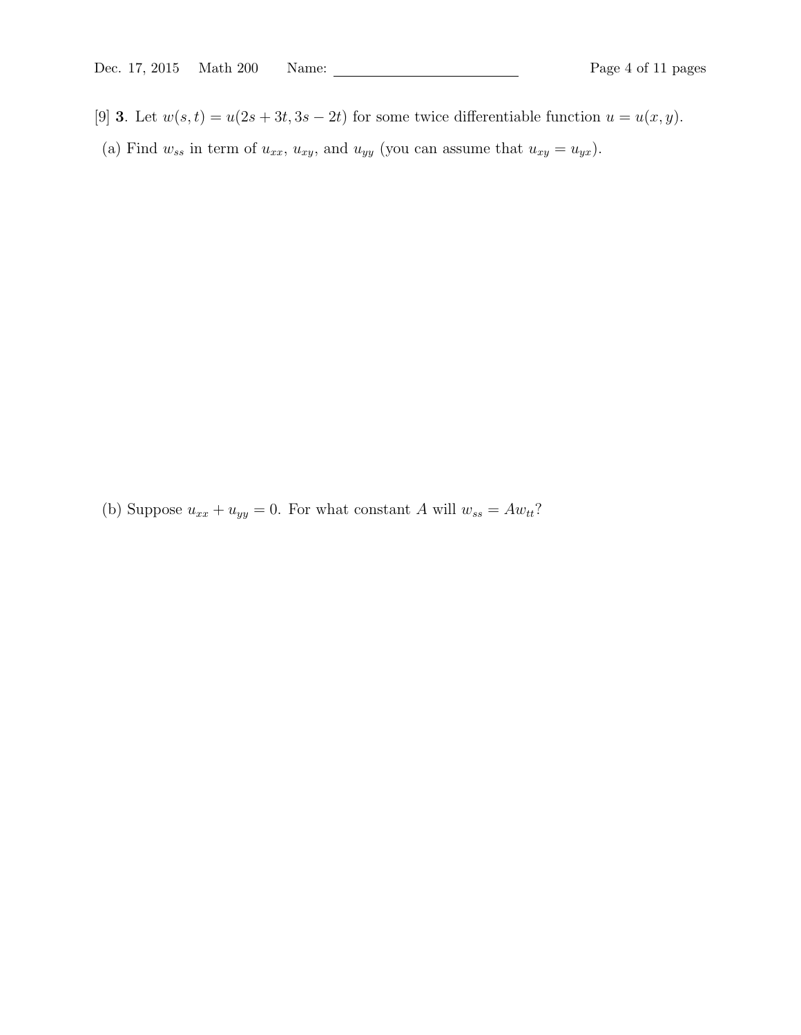[9] **3**. Let $w(s,t) = u(2s+3t, 3s-2t)$ for some twice differentiable function $u = u(x,y)$.

(a) Find $w_{ss}$ in term of $u_{xx}$, $u_{xy}$, and $u_{yy}$ (you can assume that $u_{xy} = u_{yx}$).

(b) Suppose $u_{xx} + u_{yy} = 0$. For what constant $A$ will $w_{ss} = Aw_{tt}$?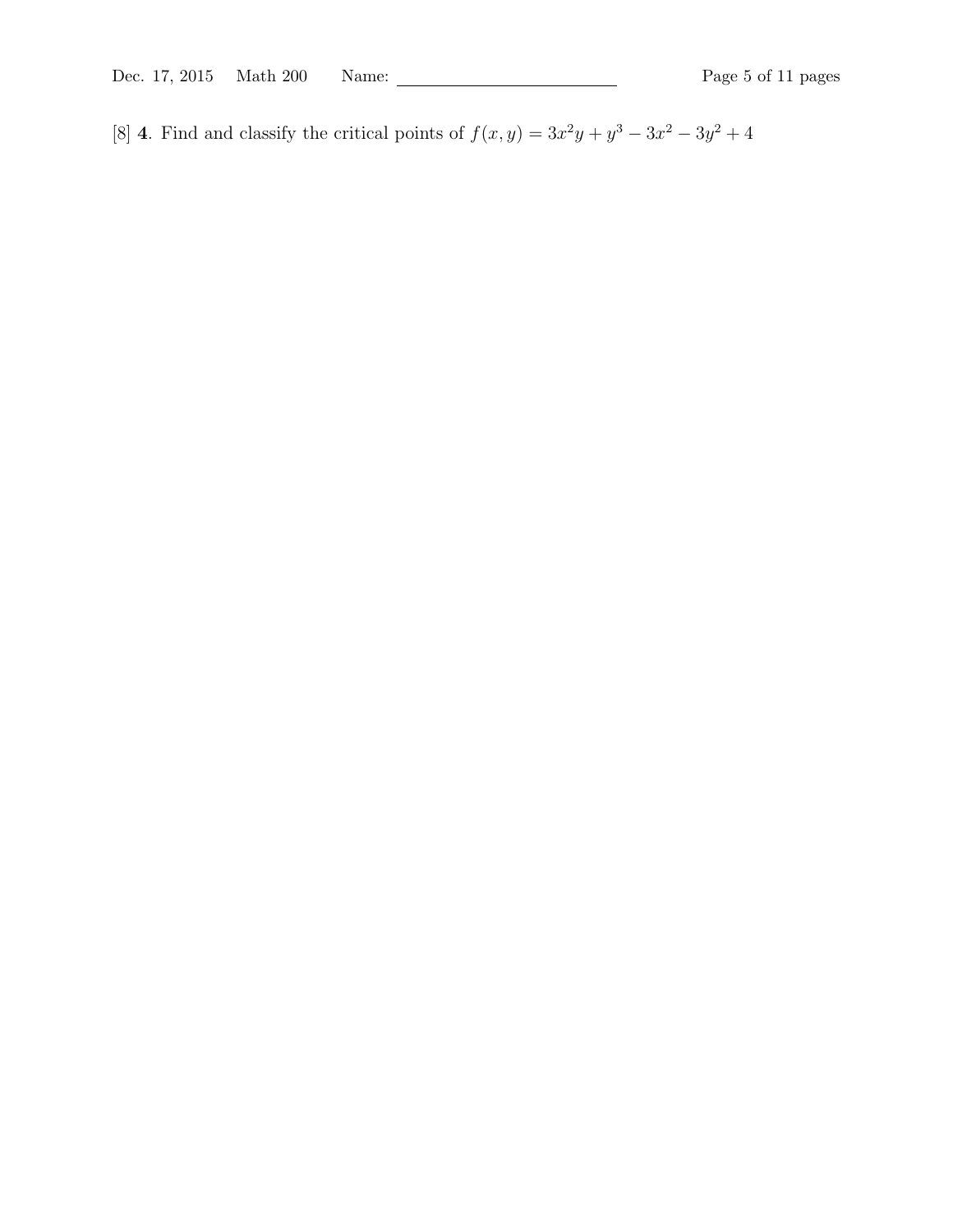[8] **4**. Find and classify the critical points of $f(x, y) = 3x^2y + y^3 - 3x^2 - 3y^2 + 4$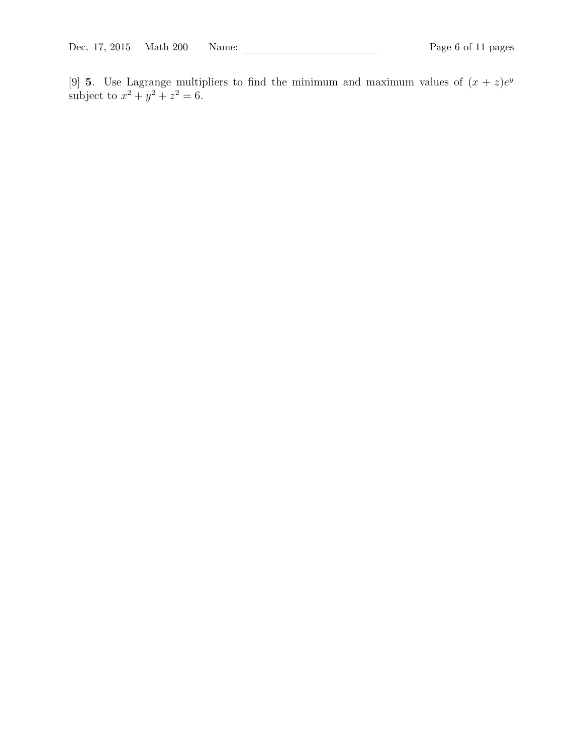[9] **5**. Use Lagrange multipliers to find the minimum and maximum values of $(x + z)e^y$ subject to $x^2 + y^2 + z^2 = 6$.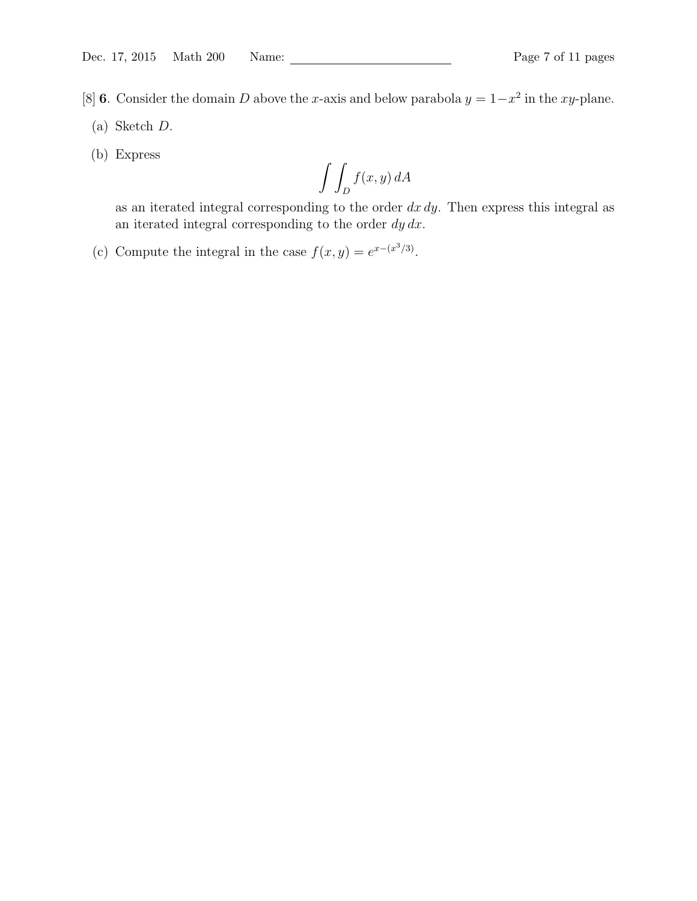[8] **6**. Consider the domain $D$ above the $x$-axis and below parabola $y = 1 - x^2$ in the $xy$-plane.

(a) Sketch $D$.

(b) Express

$$\int\int_D f(x,y)\,dA$$

as an iterated integral corresponding to the order $dx\,dy$. Then express this integral as an iterated integral corresponding to the order $dy\,dx$.

(c) Compute the integral in the case $f(x,y) = e^{x-(x^3/3)}$.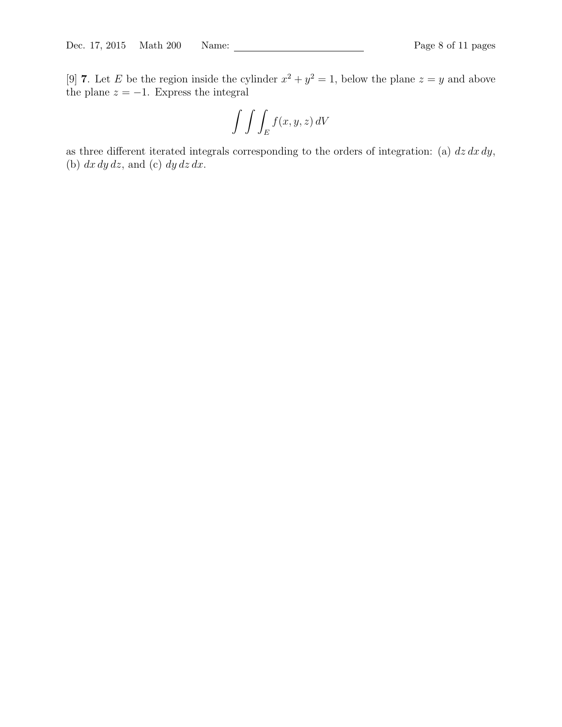[9] **7**. Let $E$ be the region inside the cylinder $x^2 + y^2 = 1$, below the plane $z = y$ and above the plane $z = -1$. Express the integral

$$\int\int\int_E f(x, y, z)\, dV$$

as three different iterated integrals corresponding to the orders of integration: (a) $dz\, dx\, dy$, (b) $dx\, dy\, dz$, and (c) $dy\, dz\, dx$.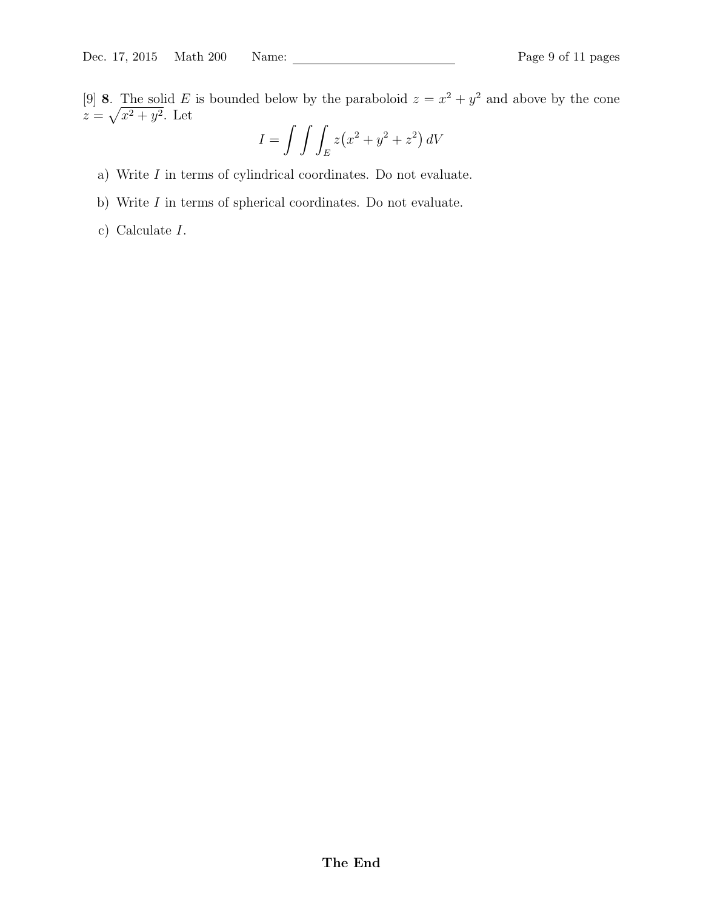[9] **8**. The solid $E$ is bounded below by the paraboloid $z = x^2 + y^2$ and above by the cone $z = \sqrt{x^2 + y^2}$. Let

$$I = \int \int \int_E z\big(x^2 + y^2 + z^2\big)\, dV$$

a) Write $I$ in terms of cylindrical coordinates. Do not evaluate.

b) Write $I$ in terms of spherical coordinates. Do not evaluate.

c) Calculate $I$.

**The End**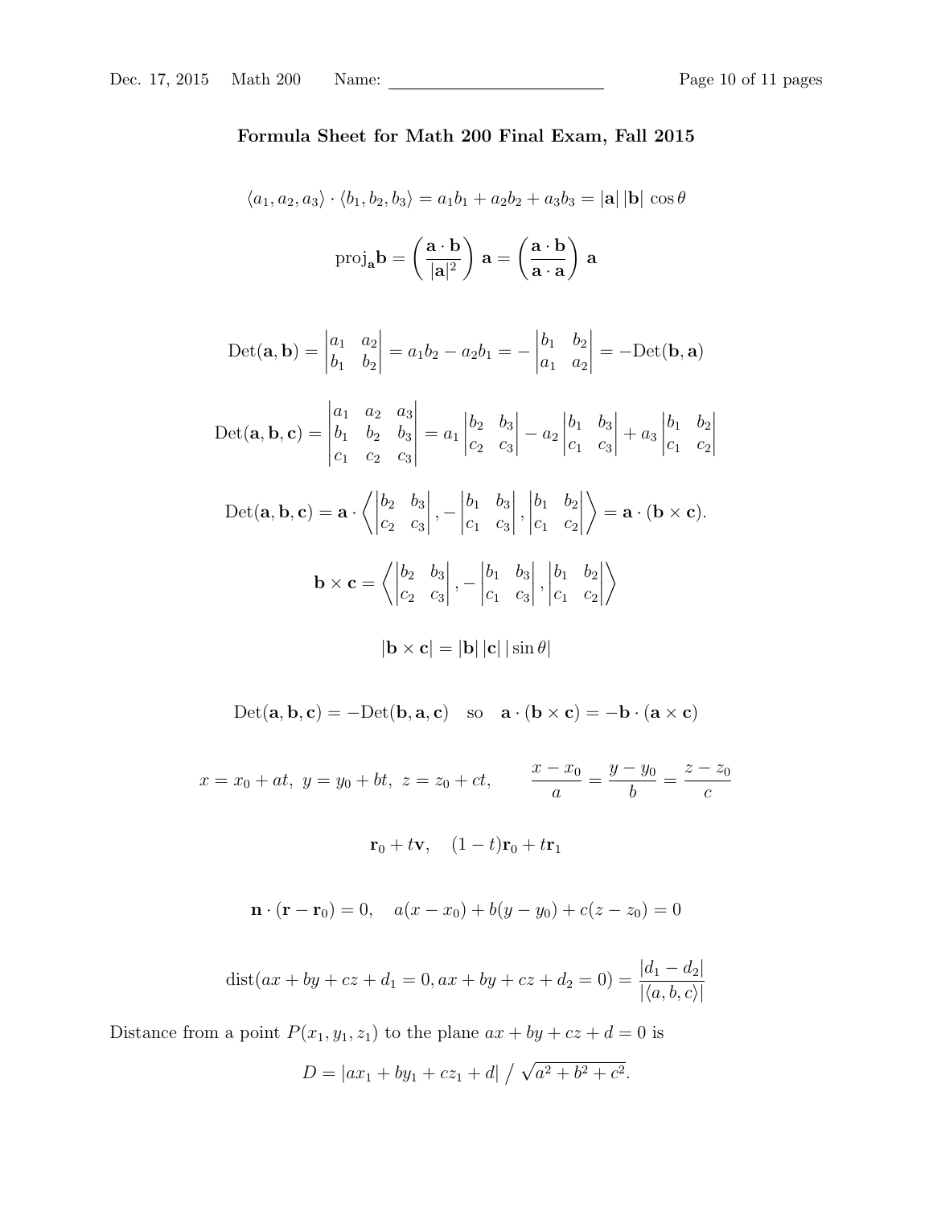**Formula Sheet for Math 200 Final Exam, Fall 2015**

$$\langle a_1, a_2, a_3 \rangle \cdot \langle b_1, b_2, b_3 \rangle = a_1 b_1 + a_2 b_2 + a_3 b_3 = |\mathbf{a}|\,|\mathbf{b}|\,\cos\theta$$

$$\mathrm{proj}_{\mathbf{a}}\mathbf{b} = \left(\frac{\mathbf{a}\cdot\mathbf{b}}{|\mathbf{a}|^2}\right)\mathbf{a} = \left(\frac{\mathbf{a}\cdot\mathbf{b}}{\mathbf{a}\cdot\mathbf{a}}\right)\mathbf{a}$$

$$\mathrm{Det}(\mathbf{a},\mathbf{b}) = \begin{vmatrix} a_1 & a_2 \\ b_1 & b_2 \end{vmatrix} = a_1 b_2 - a_2 b_1 = -\begin{vmatrix} b_1 & b_2 \\ a_1 & a_2 \end{vmatrix} = -\mathrm{Det}(\mathbf{b},\mathbf{a})$$

$$\mathrm{Det}(\mathbf{a},\mathbf{b},\mathbf{c}) = \begin{vmatrix} a_1 & a_2 & a_3 \\ b_1 & b_2 & b_3 \\ c_1 & c_2 & c_3 \end{vmatrix} = a_1 \begin{vmatrix} b_2 & b_3 \\ c_2 & c_3 \end{vmatrix} - a_2 \begin{vmatrix} b_1 & b_3 \\ c_1 & c_3 \end{vmatrix} + a_3 \begin{vmatrix} b_1 & b_2 \\ c_1 & c_2 \end{vmatrix}$$

$$\mathrm{Det}(\mathbf{a},\mathbf{b},\mathbf{c}) = \mathbf{a}\cdot\left\langle \begin{vmatrix} b_2 & b_3 \\ c_2 & c_3 \end{vmatrix}, -\begin{vmatrix} b_1 & b_3 \\ c_1 & c_3 \end{vmatrix}, \begin{vmatrix} b_1 & b_2 \\ c_1 & c_2 \end{vmatrix} \right\rangle = \mathbf{a}\cdot(\mathbf{b}\times\mathbf{c}).$$

$$\mathbf{b}\times\mathbf{c} = \left\langle \begin{vmatrix} b_2 & b_3 \\ c_2 & c_3 \end{vmatrix}, -\begin{vmatrix} b_1 & b_3 \\ c_1 & c_3 \end{vmatrix}, \begin{vmatrix} b_1 & b_2 \\ c_1 & c_2 \end{vmatrix} \right\rangle$$

$$|\mathbf{b}\times\mathbf{c}| = |\mathbf{b}|\,|\mathbf{c}|\,|\sin\theta|$$

$$\mathrm{Det}(\mathbf{a},\mathbf{b},\mathbf{c}) = -\mathrm{Det}(\mathbf{b},\mathbf{a},\mathbf{c}) \quad \text{so} \quad \mathbf{a}\cdot(\mathbf{b}\times\mathbf{c}) = -\mathbf{b}\cdot(\mathbf{a}\times\mathbf{c})$$

$$x = x_0 + at,\ y = y_0 + bt,\ z = z_0 + ct, \qquad \frac{x - x_0}{a} = \frac{y - y_0}{b} = \frac{z - z_0}{c}$$

$$\mathbf{r}_0 + t\mathbf{v}, \quad (1-t)\mathbf{r}_0 + t\mathbf{r}_1$$

$$\mathbf{n}\cdot(\mathbf{r} - \mathbf{r}_0) = 0, \quad a(x - x_0) + b(y - y_0) + c(z - z_0) = 0$$

$$\mathrm{dist}(ax + by + cz + d_1 = 0, ax + by + cz + d_2 = 0) = \frac{|d_1 - d_2|}{|\langle a, b, c\rangle|}$$

Distance from a point $P(x_1, y_1, z_1)$ to the plane $ax + by + cz + d = 0$ is

$$D = |ax_1 + by_1 + cz_1 + d| \;/\; \sqrt{a^2 + b^2 + c^2}.$$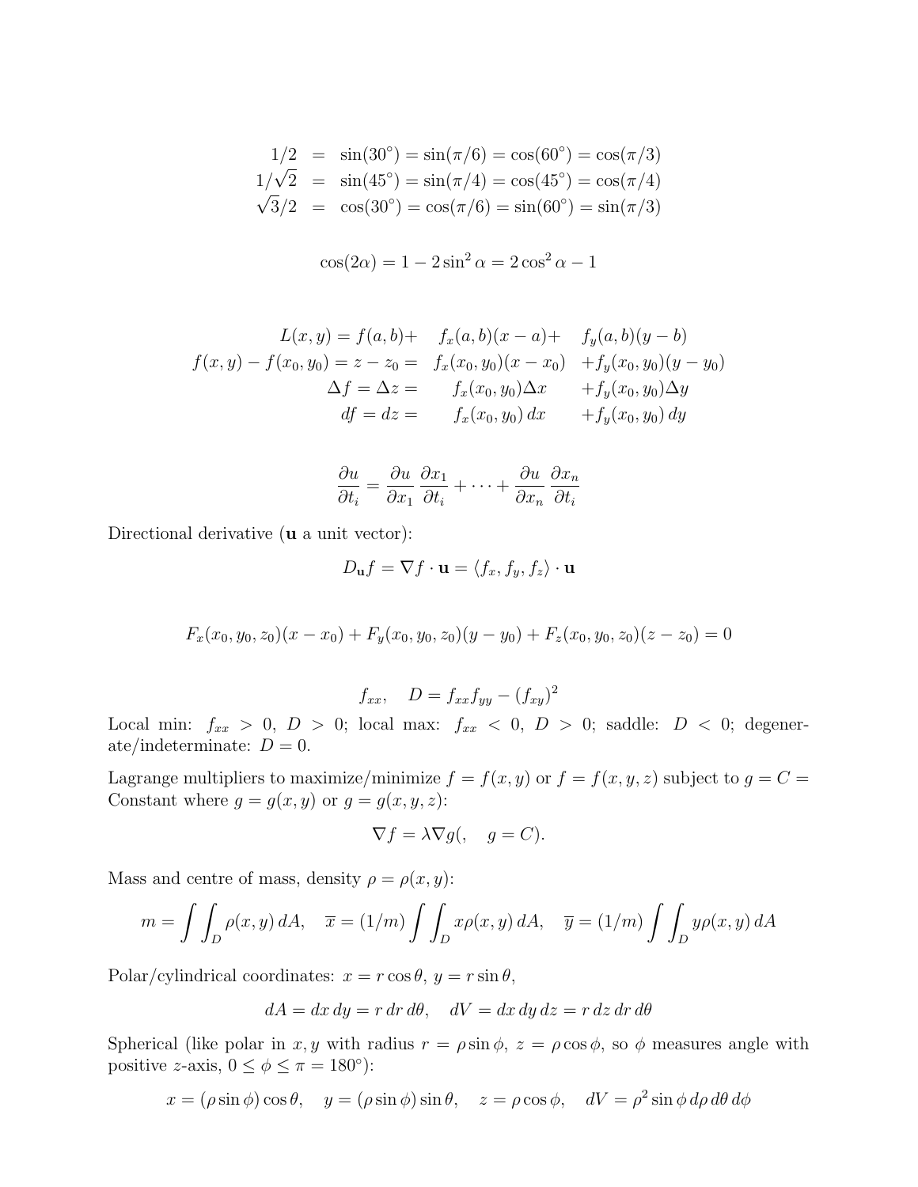$$
\begin{aligned}
1/2 &= \sin(30^\circ) = \sin(\pi/6) = \cos(60^\circ) = \cos(\pi/3) \\
1/\sqrt{2} &= \sin(45^\circ) = \sin(\pi/4) = \cos(45^\circ) = \cos(\pi/4) \\
\sqrt{3}/2 &= \cos(30^\circ) = \cos(\pi/6) = \sin(60^\circ) = \sin(\pi/3)
\end{aligned}
$$

$$
\cos(2\alpha) = 1 - 2\sin^2\alpha = 2\cos^2\alpha - 1
$$

$$
\begin{aligned}
L(x,y) = f(a,b) + {} & f_x(a,b)(x-a) + f_y(a,b)(y-b) \\
f(x,y) - f(x_0,y_0) = z - z_0 = {} & f_x(x_0,y_0)(x-x_0) + f_y(x_0,y_0)(y-y_0) \\
\Delta f = \Delta z = {} & f_x(x_0,y_0)\Delta x + f_y(x_0,y_0)\Delta y \\
df = dz = {} & f_x(x_0,y_0)\,dx + f_y(x_0,y_0)\,dy
\end{aligned}
$$

$$
\frac{\partial u}{\partial t_i} = \frac{\partial u}{\partial x_1}\frac{\partial x_1}{\partial t_i} + \cdots + \frac{\partial u}{\partial x_n}\frac{\partial x_n}{\partial t_i}
$$

Directional derivative ($\mathbf{u}$ a unit vector):

$$
D_{\mathbf{u}}f = \nabla f \cdot \mathbf{u} = \langle f_x, f_y, f_z \rangle \cdot \mathbf{u}
$$

$$
F_x(x_0,y_0,z_0)(x-x_0) + F_y(x_0,y_0,z_0)(y-y_0) + F_z(x_0,y_0,z_0)(z-z_0) = 0
$$

$$
f_{xx}, \quad D = f_{xx}f_{yy} - (f_{xy})^2
$$

Local min: $f_{xx} > 0$, $D > 0$; local max: $f_{xx} < 0$, $D > 0$; saddle: $D < 0$; degenerate/indeterminate: $D = 0$.

Lagrange multipliers to maximize/minimize $f = f(x,y)$ or $f = f(x,y,z)$ subject to $g = C =$ Constant where $g = g(x,y)$ or $g = g(x,y,z)$:

$$
\nabla f = \lambda \nabla g(, \quad g = C).
$$

Mass and centre of mass, density $\rho = \rho(x,y)$:

$$
m = \int\int_D \rho(x,y)\,dA, \quad \overline{x} = (1/m)\int\int_D x\rho(x,y)\,dA, \quad \overline{y} = (1/m)\int\int_D y\rho(x,y)\,dA
$$

Polar/cylindrical coordinates: $x = r\cos\theta$, $y = r\sin\theta$,

$$
dA = dx\,dy = r\,dr\,d\theta, \quad dV = dx\,dy\,dz = r\,dz\,dr\,d\theta
$$

Spherical (like polar in $x,y$ with radius $r = \rho\sin\phi$, $z = \rho\cos\phi$, so $\phi$ measures angle with positive $z$-axis, $0 \le \phi \le \pi = 180^\circ$):

$$
x = (\rho\sin\phi)\cos\theta, \quad y = (\rho\sin\phi)\sin\theta, \quad z = \rho\cos\phi, \quad dV = \rho^2\sin\phi\,d\rho\,d\theta\,d\phi
$$